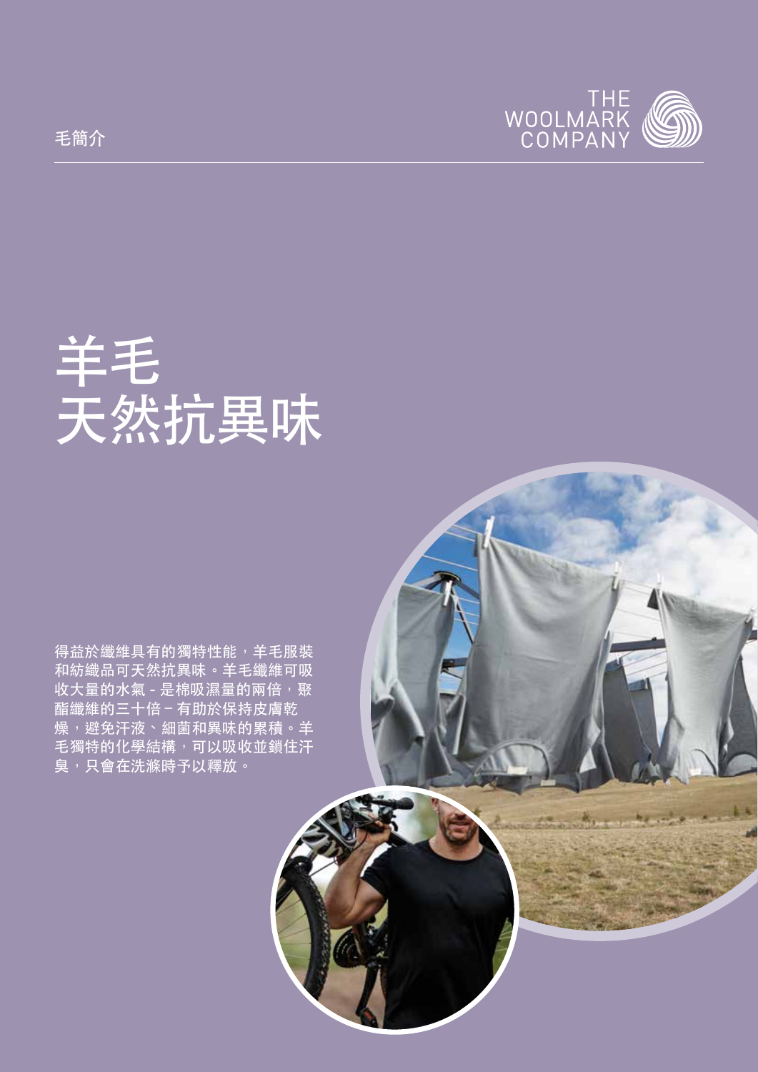毛簡介

THE WOOLMARK COMPANY

# 羊毛
# 天然抗異味

得益於纖維具有的獨特性能，羊毛服裝和紡織品可天然抗異味。羊毛纖維可吸收大量的水氣 - 是棉吸濕量的兩倍，聚酯纖維的三十倍 – 有助於保持皮膚乾燥，避免汗液、細菌和異味的累積。羊毛獨特的化學結構，可以吸收並鎖住汗臭，只會在洗滌時予以釋放。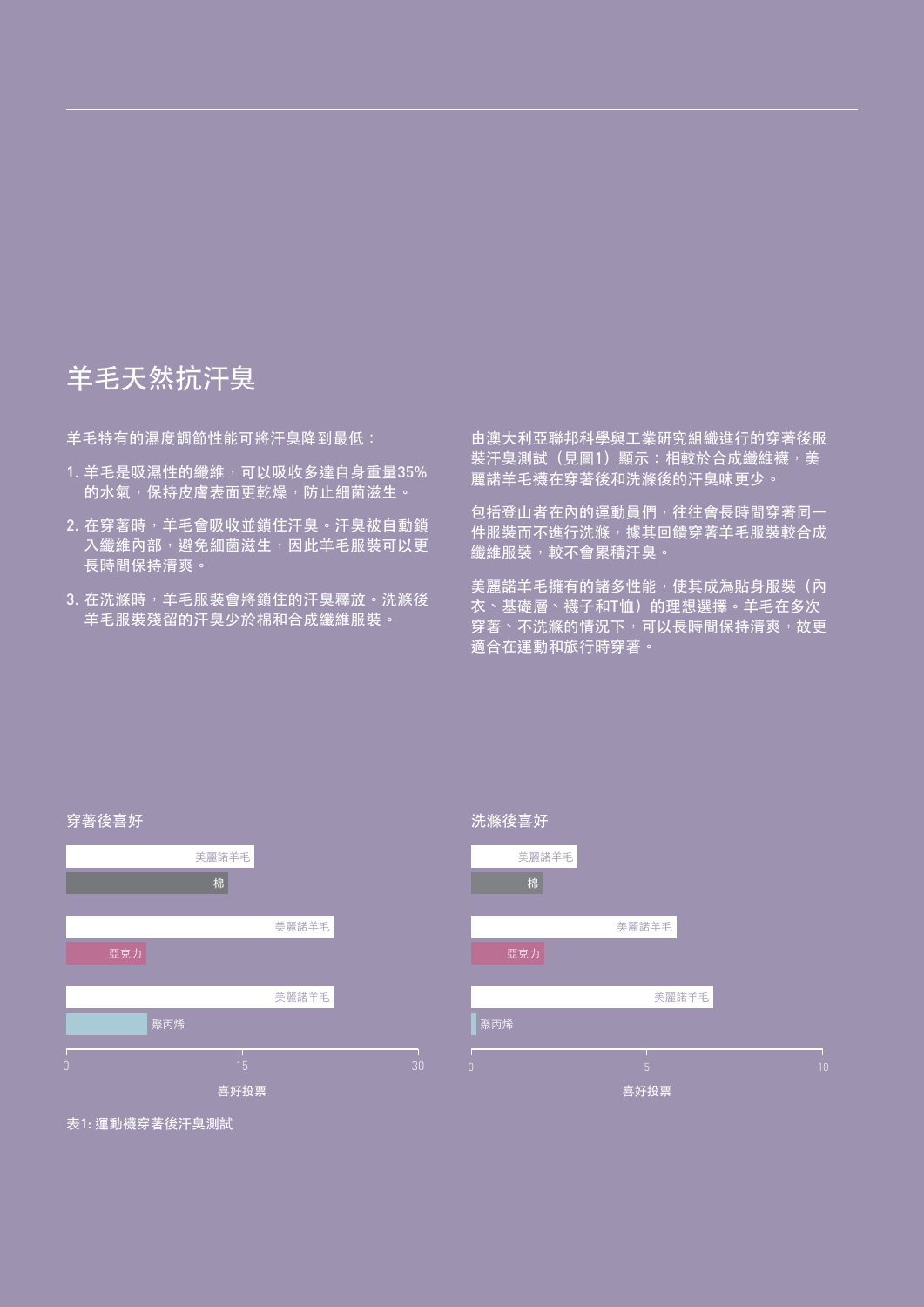# 羊毛天然抗汗臭

羊毛特有的濕度調節性能可將汗臭降到最低：

1. 羊毛是吸濕性的纖維，可以吸收多達自身重量35%的水氣，保持皮膚表面更乾燥，防止細菌滋生。
2. 在穿著時，羊毛會吸收並鎖住汗臭。汗臭被自動鎖入纖維內部，避免細菌滋生，因此羊毛服裝可以更長時間保持清爽。
3. 在洗滌時，羊毛服裝會將鎖住的汗臭釋放。洗滌後羊毛服裝殘留的汗臭少於棉和合成纖維服裝。

由澳大利亞聯邦科學與工業研究組織進行的穿著後服裝汗臭測試（見圖1）顯示：相較於合成纖維襪，美麗諾羊毛襪在穿著後和洗滌後的汗臭味更少。

包括登山者在內的運動員們，往往會長時間穿著同一件服裝而不進行洗滌，據其回饋穿著羊毛服裝較合成纖維服裝，較不會累積汗臭。

美麗諾羊毛擁有的諸多性能，使其成為貼身服裝（內衣、基礎層、襪子和T恤）的理想選擇。羊毛在多次穿著、不洗滌的情況下，可以長時間保持清爽，故更適合在運動和旅行時穿著。

穿著後喜好

| 比較組 | 材質 | 喜好投票（約） |
|---|---|---|
| 1 | 美麗諾羊毛 | 16 |
| 1 | 棉 | 14 |
| 2 | 美麗諾羊毛 | 23 |
| 2 | 亞克力 | 7 |
| 3 | 美麗諾羊毛 | 23 |
| 3 | 聚丙烯 | 7 |

洗滌後喜好

| 比較組 | 材質 | 喜好投票（約） |
|---|---|---|
| 1 | 美麗諾羊毛 | 3 |
| 1 | 棉 | 2 |
| 2 | 美麗諾羊毛 | 6 |
| 2 | 亞克力 | 2 |
| 3 | 美麗諾羊毛 | 7 |
| 3 | 聚丙烯 | 0 |

表1: 運動襪穿著後汗臭測試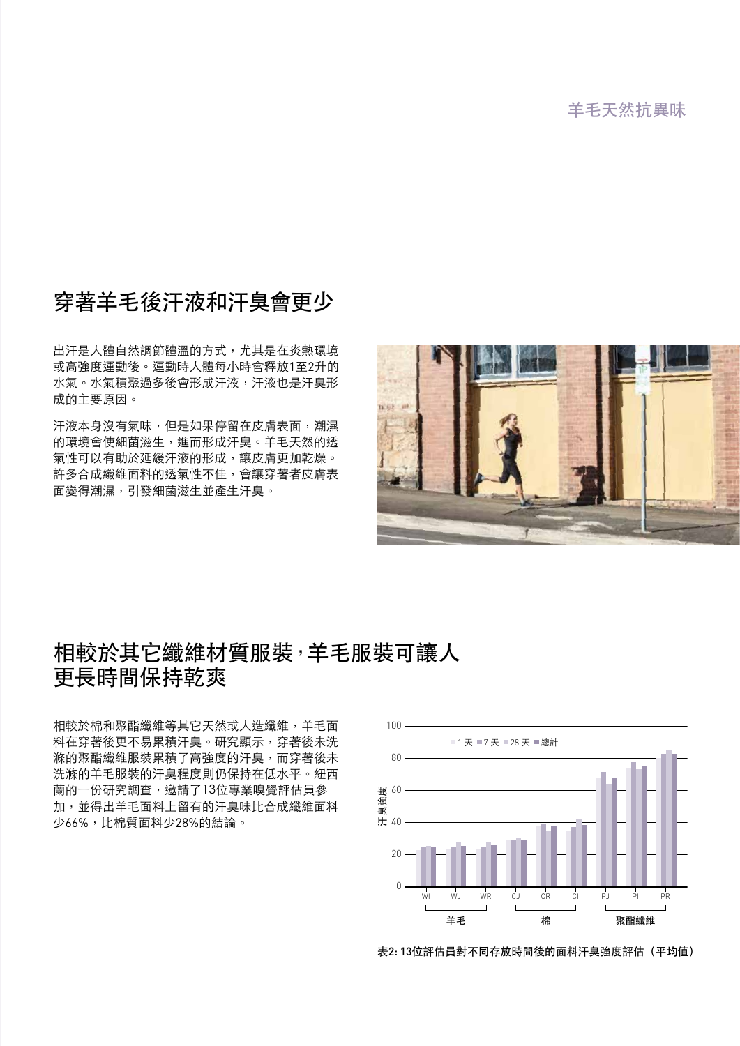## 穿著羊毛後汗液和汗臭會更少

出汗是人體自然調節體溫的方式，尤其是在炎熱環境或高強度運動後。運動時人體每小時會釋放1至2升的水氣。水氣積聚過多後會形成汗液，汗液也是汗臭形成的主要原因。

汗液本身沒有氣味，但是如果停留在皮膚表面，潮濕的環境會使細菌滋生，進而形成汗臭。羊毛天然的透氣性可以有助於延緩汗液的形成，讓皮膚更加乾燥。許多合成纖維面料的透氣性不佳，會讓穿著者皮膚表面變得潮濕，引發細菌滋生並產生汗臭。

## 相較於其它纖維材質服裝，羊毛服裝可讓人更長時間保持乾爽

相較於棉和聚酯纖維等其它天然或人造纖維，羊毛面料在穿著後更不易累積汗臭。研究顯示，穿著後未洗滌的聚酯纖維服裝累積了高強度的汗臭，而穿著後未洗滌的羊毛服裝的汗臭程度則仍保持在低水平。紐西蘭的一份研究調查，邀請了13位專業嗅覺評估員參加，並得出羊毛面料上留有的汗臭味比合成纖維面料少66%，比棉質面料少28%的結論。

表2: 13位評估員對不同存放時間後的面料汗臭強度評估（平均值）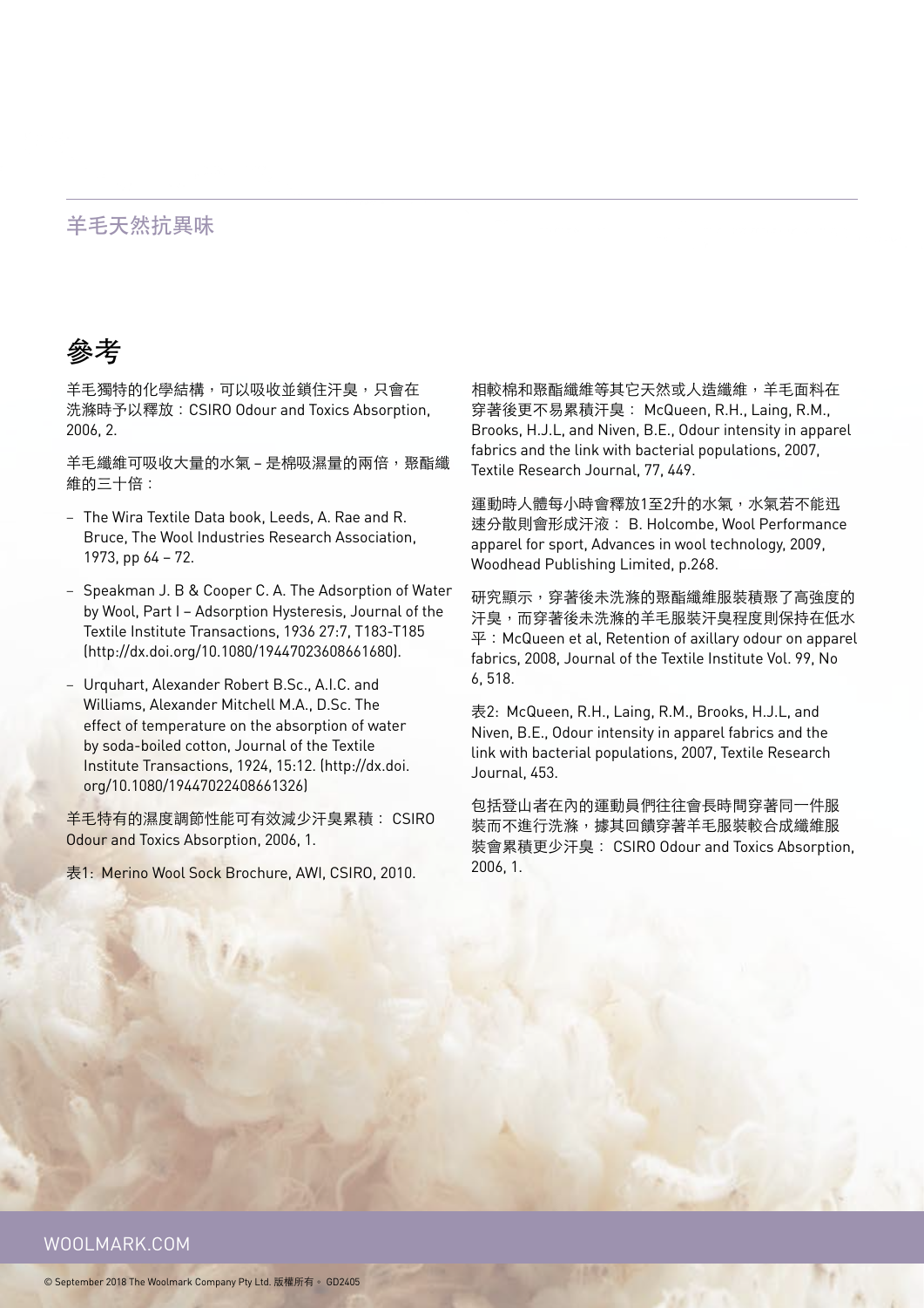# 參考

羊毛獨特的化學結構，可以吸收並鎖住汗臭，只會在洗滌時予以釋放：CSIRO Odour and Toxics Absorption, 2006, 2.

羊毛纖維可吸收大量的水氣 – 是棉吸濕量的兩倍，聚酯纖維的三十倍：

- The Wira Textile Data book, Leeds, A. Rae and R. Bruce, The Wool Industries Research Association, 1973, pp 64 – 72.
- Speakman J. B & Cooper C. A. The Adsorption of Water by Wool, Part I – Adsorption Hysteresis, Journal of the Textile Institute Transactions, 1936 27:7, T183-T185 (http://dx.doi.org/10.1080/19447023608661680).
- Urquhart, Alexander Robert B.Sc., A.I.C. and Williams, Alexander Mitchell M.A., D.Sc. The effect of temperature on the absorption of water by soda-boiled cotton, Journal of the Textile Institute Transactions, 1924, 15:12. (http://dx.doi.org/10.1080/19447022408661326)

羊毛特有的濕度調節性能可有效減少汗臭累積： CSIRO Odour and Toxics Absorption, 2006, 1.

表1: Merino Wool Sock Brochure, AWI, CSIRO, 2010.

相較棉和聚酯纖維等其它天然或人造纖維，羊毛面料在穿著後更不易累積汗臭： McQueen, R.H., Laing, R.M., Brooks, H.J.L, and Niven, B.E., Odour intensity in apparel fabrics and the link with bacterial populations, 2007, Textile Research Journal, 77, 449.

運動時人體每小時會釋放1至2升的水氣，水氣若不能迅速分散則會形成汗液： B. Holcombe, Wool Performance apparel for sport, Advances in wool technology, 2009, Woodhead Publishing Limited, p.268.

研究顯示，穿著後未洗滌的聚酯纖維服裝積聚了高強度的汗臭，而穿著後未洗滌的羊毛服裝汗臭程度則保持在低水平：McQueen et al, Retention of axillary odour on apparel fabrics, 2008, Journal of the Textile Institute Vol. 99, No 6, 518.

表2: McQueen, R.H., Laing, R.M., Brooks, H.J.L, and Niven, B.E., Odour intensity in apparel fabrics and the link with bacterial populations, 2007, Textile Research Journal, 453.

包括登山者在內的運動員們往往會長時間穿著同一件服裝而不進行洗滌，據其回饋穿著羊毛服裝較合成纖維服裝會累積更少汗臭： CSIRO Odour and Toxics Absorption, 2006, 1.

WOOLMARK.COM

© September 2018 The Woolmark Company Pty Ltd. 版權所有。 GD2405